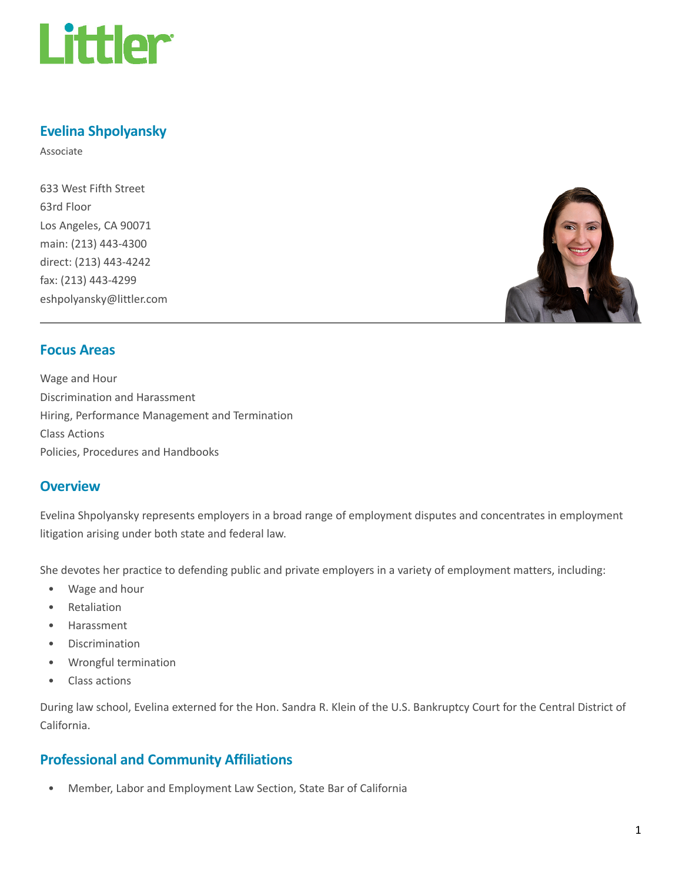# Evelina Shpolyansky

Associate

633 West Fifth Street
63rd Floor
Los Angeles, CA 90071
main: (213) 443-4300
direct: (213) 443-4242
fax: (213) 443-4299
eshpolyansky@littler.com

## Focus Areas

Wage and Hour
Discrimination and Harassment
Hiring, Performance Management and Termination
Class Actions
Policies, Procedures and Handbooks

## Overview

Evelina Shpolyansky represents employers in a broad range of employment disputes and concentrates in employment litigation arising under both state and federal law.

She devotes her practice to defending public and private employers in a variety of employment matters, including:

- Wage and hour
- Retaliation
- Harassment
- Discrimination
- Wrongful termination
- Class actions

During law school, Evelina externed for the Hon. Sandra R. Klein of the U.S. Bankruptcy Court for the Central District of California.

## Professional and Community Affiliations

- Member, Labor and Employment Law Section, State Bar of California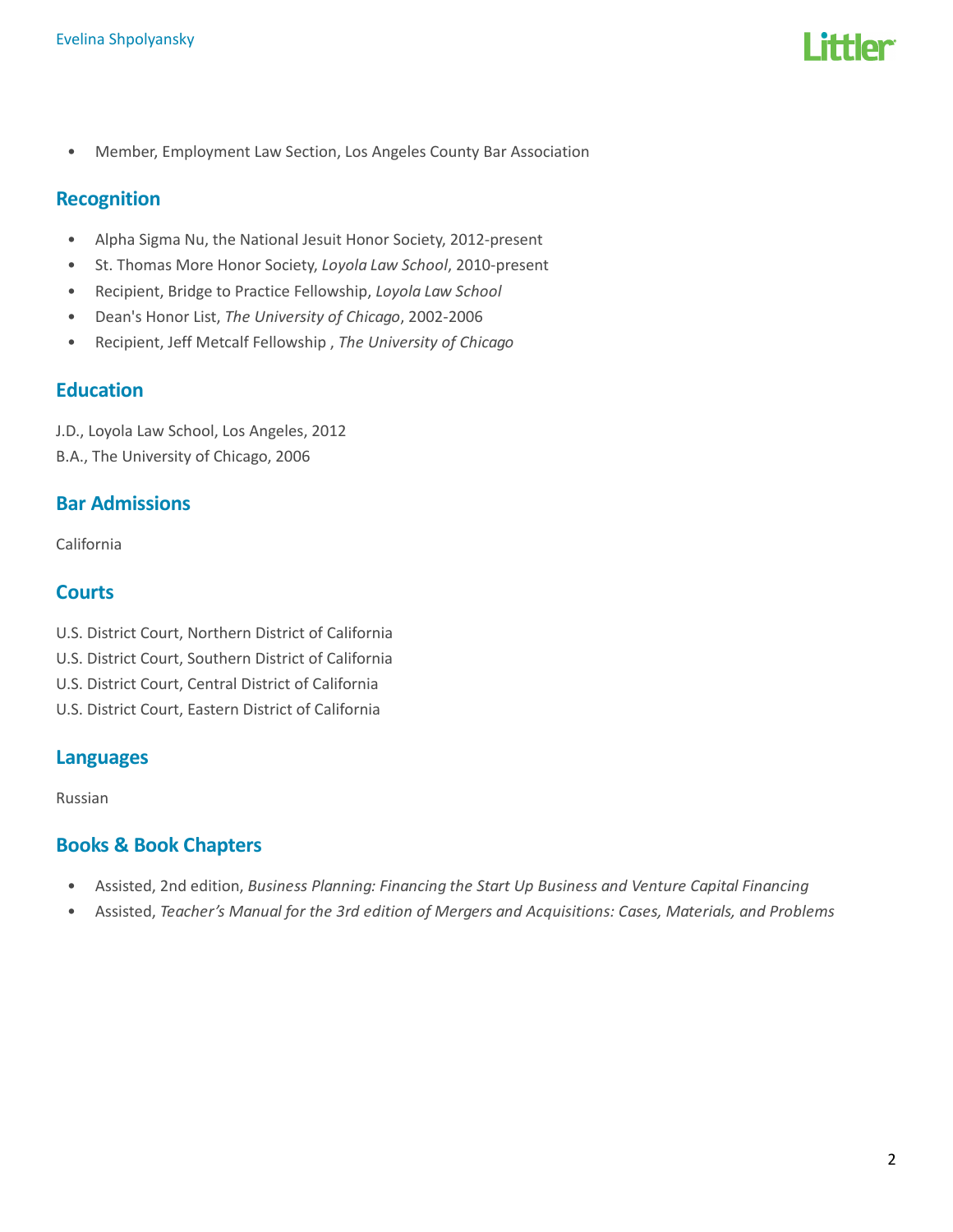- Member, Employment Law Section, Los Angeles County Bar Association

## Recognition

- Alpha Sigma Nu, the National Jesuit Honor Society, 2012-present
- St. Thomas More Honor Society, *Loyola Law School*, 2010-present
- Recipient, Bridge to Practice Fellowship, *Loyola Law School*
- Dean's Honor List, *The University of Chicago*, 2002-2006
- Recipient, Jeff Metcalf Fellowship , *The University of Chicago*

## Education

J.D., Loyola Law School, Los Angeles, 2012
B.A., The University of Chicago, 2006

## Bar Admissions

California

## Courts

U.S. District Court, Northern District of California
U.S. District Court, Southern District of California
U.S. District Court, Central District of California
U.S. District Court, Eastern District of California

## Languages

Russian

## Books & Book Chapters

- Assisted, 2nd edition, *Business Planning: Financing the Start Up Business and Venture Capital Financing*
- Assisted, *Teacher's Manual for the 3rd edition of Mergers and Acquisitions: Cases, Materials, and Problems*